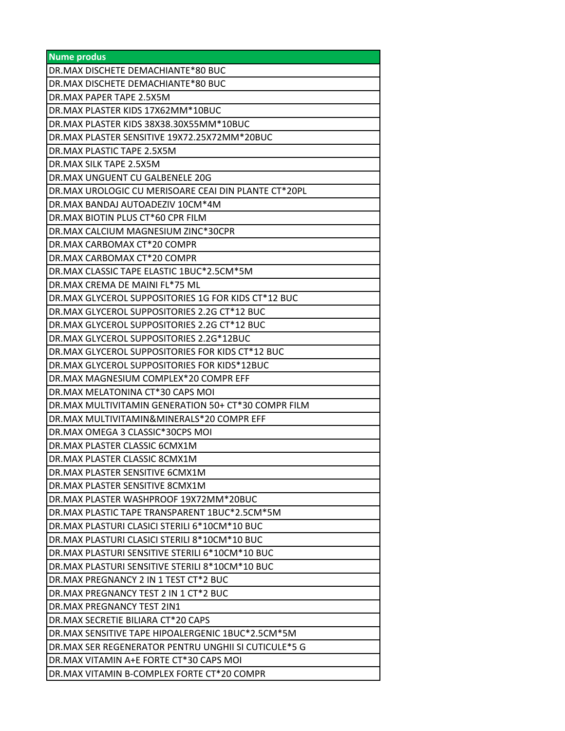| Nume produs |
| --- |
| DR.MAX DISCHETE DEMACHIANTE*80 BUC |
| DR.MAX DISCHETE DEMACHIANTE*80 BUC |
| DR.MAX PAPER TAPE 2.5X5M |
| DR.MAX PLASTER KIDS 17X62MM*10BUC |
| DR.MAX PLASTER KIDS 38X38.30X55MM*10BUC |
| DR.MAX PLASTER SENSITIVE 19X72.25X72MM*20BUC |
| DR.MAX PLASTIC TAPE 2.5X5M |
| DR.MAX SILK TAPE 2.5X5M |
| DR.MAX UNGUENT CU GALBENELE 20G |
| DR.MAX UROLOGIC CU MERISOARE CEAI DIN PLANTE CT*20PL |
| DR.MAX BANDAJ AUTOADEZIV 10CM*4M |
| DR.MAX BIOTIN PLUS CT*60 CPR FILM |
| DR.MAX CALCIUM MAGNESIUM ZINC*30CPR |
| DR.MAX CARBOMAX CT*20 COMPR |
| DR.MAX CARBOMAX CT*20 COMPR |
| DR.MAX CLASSIC TAPE ELASTIC 1BUC*2.5CM*5M |
| DR.MAX CREMA DE MAINI FL*75 ML |
| DR.MAX GLYCEROL SUPPOSITORIES 1G FOR KIDS CT*12 BUC |
| DR.MAX GLYCEROL SUPPOSITORIES 2.2G CT*12 BUC |
| DR.MAX GLYCEROL SUPPOSITORIES 2.2G CT*12 BUC |
| DR.MAX GLYCEROL SUPPOSITORIES 2.2G*12BUC |
| DR.MAX GLYCEROL SUPPOSITORIES FOR KIDS CT*12 BUC |
| DR.MAX GLYCEROL SUPPOSITORIES FOR KIDS*12BUC |
| DR.MAX MAGNESIUM COMPLEX*20 COMPR EFF |
| DR.MAX MELATONINA CT*30 CAPS MOI |
| DR.MAX MULTIVITAMIN GENERATION 50+ CT*30 COMPR FILM |
| DR.MAX MULTIVITAMIN&MINERALS*20 COMPR EFF |
| DR.MAX OMEGA 3 CLASSIC*30CPS MOI |
| DR.MAX PLASTER CLASSIC 6CMX1M |
| DR.MAX PLASTER CLASSIC 8CMX1M |
| DR.MAX PLASTER SENSITIVE 6CMX1M |
| DR.MAX PLASTER SENSITIVE 8CMX1M |
| DR.MAX PLASTER WASHPROOF 19X72MM*20BUC |
| DR.MAX PLASTIC TAPE TRANSPARENT 1BUC*2.5CM*5M |
| DR.MAX PLASTURI CLASICI STERILI 6*10CM*10 BUC |
| DR.MAX PLASTURI CLASICI STERILI 8*10CM*10 BUC |
| DR.MAX PLASTURI SENSITIVE STERILI 6*10CM*10 BUC |
| DR.MAX PLASTURI SENSITIVE STERILI 8*10CM*10 BUC |
| DR.MAX PREGNANCY 2 IN 1 TEST CT*2 BUC |
| DR.MAX PREGNANCY TEST 2 IN 1 CT*2 BUC |
| DR.MAX PREGNANCY TEST 2IN1 |
| DR.MAX SECRETIE BILIARA CT*20 CAPS |
| DR.MAX SENSITIVE TAPE HIPOALERGENIC 1BUC*2.5CM*5M |
| DR.MAX SER REGENERATOR PENTRU UNGHII SI CUTICULE*5 G |
| DR.MAX VITAMIN A+E FORTE CT*30 CAPS MOI |
| DR.MAX VITAMIN B-COMPLEX FORTE CT*20 COMPR |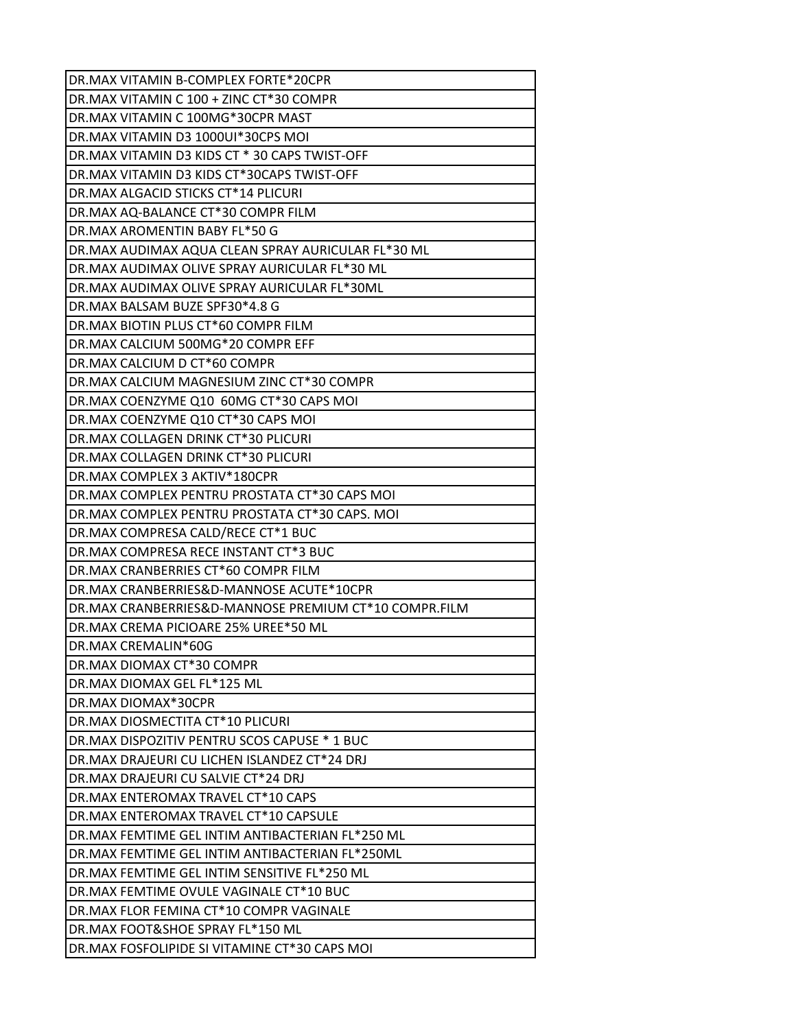| DR.MAX VITAMIN B-COMPLEX FORTE*20CPR |
|---|
| DR.MAX VITAMIN C 100 + ZINC CT*30 COMPR |
| DR.MAX VITAMIN C 100MG*30CPR MAST |
| DR.MAX VITAMIN D3 1000UI*30CPS MOI |
| DR.MAX VITAMIN D3 KIDS CT * 30 CAPS TWIST-OFF |
| DR.MAX VITAMIN D3 KIDS CT*30CAPS TWIST-OFF |
| DR.MAX ALGACID STICKS CT*14 PLICURI |
| DR.MAX AQ-BALANCE CT*30 COMPR FILM |
| DR.MAX AROMENTIN BABY FL*50 G |
| DR.MAX AUDIMAX AQUA CLEAN SPRAY AURICULAR FL*30 ML |
| DR.MAX AUDIMAX OLIVE SPRAY AURICULAR FL*30 ML |
| DR.MAX AUDIMAX OLIVE SPRAY AURICULAR FL*30ML |
| DR.MAX BALSAM BUZE SPF30*4.8 G |
| DR.MAX BIOTIN PLUS CT*60 COMPR FILM |
| DR.MAX CALCIUM 500MG*20 COMPR EFF |
| DR.MAX CALCIUM D CT*60 COMPR |
| DR.MAX CALCIUM MAGNESIUM ZINC CT*30 COMPR |
| DR.MAX COENZYME Q10 60MG CT*30 CAPS MOI |
| DR.MAX COENZYME Q10 CT*30 CAPS MOI |
| DR.MAX COLLAGEN DRINK CT*30 PLICURI |
| DR.MAX COLLAGEN DRINK CT*30 PLICURI |
| DR.MAX COMPLEX 3 AKTIV*180CPR |
| DR.MAX COMPLEX PENTRU PROSTATA CT*30 CAPS MOI |
| DR.MAX COMPLEX PENTRU PROSTATA CT*30 CAPS. MOI |
| DR.MAX COMPRESA CALD/RECE CT*1 BUC |
| DR.MAX COMPRESA RECE INSTANT CT*3 BUC |
| DR.MAX CRANBERRIES CT*60 COMPR FILM |
| DR.MAX CRANBERRIES&D-MANNOSE ACUTE*10CPR |
| DR.MAX CRANBERRIES&D-MANNOSE PREMIUM CT*10 COMPR.FILM |
| DR.MAX CREMA PICIOARE 25% UREE*50 ML |
| DR.MAX CREMALIN*60G |
| DR.MAX DIOMAX CT*30 COMPR |
| DR.MAX DIOMAX GEL FL*125 ML |
| DR.MAX DIOMAX*30CPR |
| DR.MAX DIOSMECTITA CT*10 PLICURI |
| DR.MAX DISPOZITIV PENTRU SCOS CAPUSE * 1 BUC |
| DR.MAX DRAJEURI CU LICHEN ISLANDEZ CT*24 DRJ |
| DR.MAX DRAJEURI CU SALVIE CT*24 DRJ |
| DR.MAX ENTEROMAX TRAVEL CT*10 CAPS |
| DR.MAX ENTEROMAX TRAVEL CT*10 CAPSULE |
| DR.MAX FEMTIME GEL INTIM ANTIBACTERIAN FL*250 ML |
| DR.MAX FEMTIME GEL INTIM ANTIBACTERIAN FL*250ML |
| DR.MAX FEMTIME GEL INTIM SENSITIVE FL*250 ML |
| DR.MAX FEMTIME OVULE VAGINALE CT*10 BUC |
| DR.MAX FLOR FEMINA CT*10 COMPR VAGINALE |
| DR.MAX FOOT&SHOE SPRAY FL*150 ML |
| DR.MAX FOSFOLIPIDE SI VITAMINE CT*30 CAPS MOI |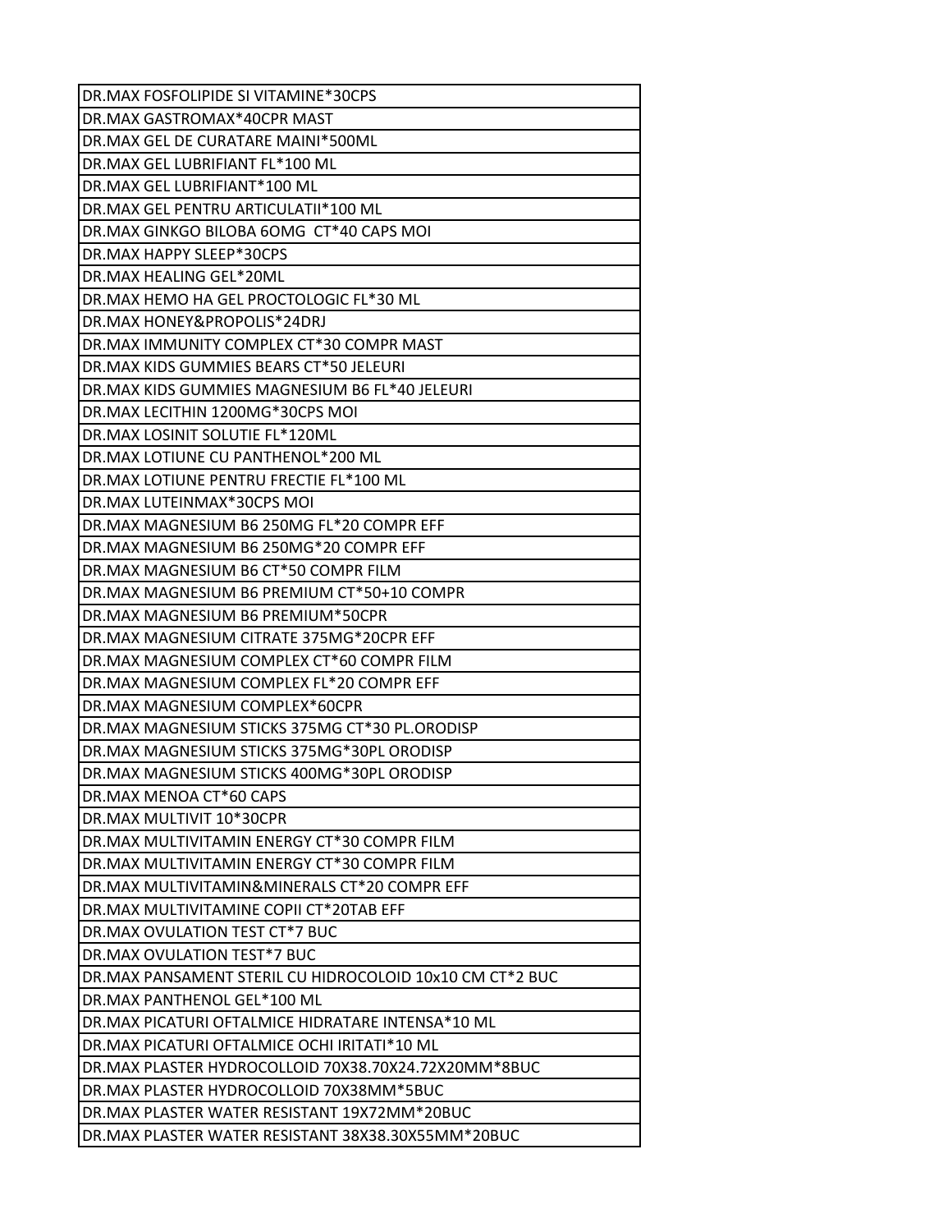| DR.MAX FOSFOLIPIDE SI VITAMINE*30CPS |
| --- |
| DR.MAX GASTROMAX*40CPR MAST |
| DR.MAX GEL DE CURATARE MAINI*500ML |
| DR.MAX GEL LUBRIFIANT FL*100 ML |
| DR.MAX GEL LUBRIFIANT*100 ML |
| DR.MAX GEL PENTRU ARTICULATII*100 ML |
| DR.MAX GINKGO BILOBA 6OMG  CT*40 CAPS MOI |
| DR.MAX HAPPY SLEEP*30CPS |
| DR.MAX HEALING GEL*20ML |
| DR.MAX HEMO HA GEL PROCTOLOGIC FL*30 ML |
| DR.MAX HONEY&PROPOLIS*24DRJ |
| DR.MAX IMMUNITY COMPLEX CT*30 COMPR MAST |
| DR.MAX KIDS GUMMIES BEARS CT*50 JELEURI |
| DR.MAX KIDS GUMMIES MAGNESIUM B6 FL*40 JELEURI |
| DR.MAX LECITHIN 1200MG*30CPS MOI |
| DR.MAX LOSINIT SOLUTIE FL*120ML |
| DR.MAX LOTIUNE CU PANTHENOL*200 ML |
| DR.MAX LOTIUNE PENTRU FRECTIE FL*100 ML |
| DR.MAX LUTEINMAX*30CPS MOI |
| DR.MAX MAGNESIUM B6 250MG FL*20 COMPR EFF |
| DR.MAX MAGNESIUM B6 250MG*20 COMPR EFF |
| DR.MAX MAGNESIUM B6 CT*50 COMPR FILM |
| DR.MAX MAGNESIUM B6 PREMIUM CT*50+10 COMPR |
| DR.MAX MAGNESIUM B6 PREMIUM*50CPR |
| DR.MAX MAGNESIUM CITRATE 375MG*20CPR EFF |
| DR.MAX MAGNESIUM COMPLEX CT*60 COMPR FILM |
| DR.MAX MAGNESIUM COMPLEX FL*20 COMPR EFF |
| DR.MAX MAGNESIUM COMPLEX*60CPR |
| DR.MAX MAGNESIUM STICKS 375MG CT*30 PL.ORODISP |
| DR.MAX MAGNESIUM STICKS 375MG*30PL ORODISP |
| DR.MAX MAGNESIUM STICKS 400MG*30PL ORODISP |
| DR.MAX MENOA CT*60 CAPS |
| DR.MAX MULTIVIT 10*30CPR |
| DR.MAX MULTIVITAMIN ENERGY CT*30 COMPR FILM |
| DR.MAX MULTIVITAMIN ENERGY CT*30 COMPR FILM |
| DR.MAX MULTIVITAMIN&MINERALS CT*20 COMPR EFF |
| DR.MAX MULTIVITAMINE COPII CT*20TAB EFF |
| DR.MAX OVULATION TEST CT*7 BUC |
| DR.MAX OVULATION TEST*7 BUC |
| DR.MAX PANSAMENT STERIL CU HIDROCOLOID 10x10 CM CT*2 BUC |
| DR.MAX PANTHENOL GEL*100 ML |
| DR.MAX PICATURI OFTALMICE HIDRATARE INTENSA*10 ML |
| DR.MAX PICATURI OFTALMICE OCHI IRITATI*10 ML |
| DR.MAX PLASTER HYDROCOLLOID 70X38.70X24.72X20MM*8BUC |
| DR.MAX PLASTER HYDROCOLLOID 70X38MM*5BUC |
| DR.MAX PLASTER WATER RESISTANT 19X72MM*20BUC |
| DR.MAX PLASTER WATER RESISTANT 38X38.30X55MM*20BUC |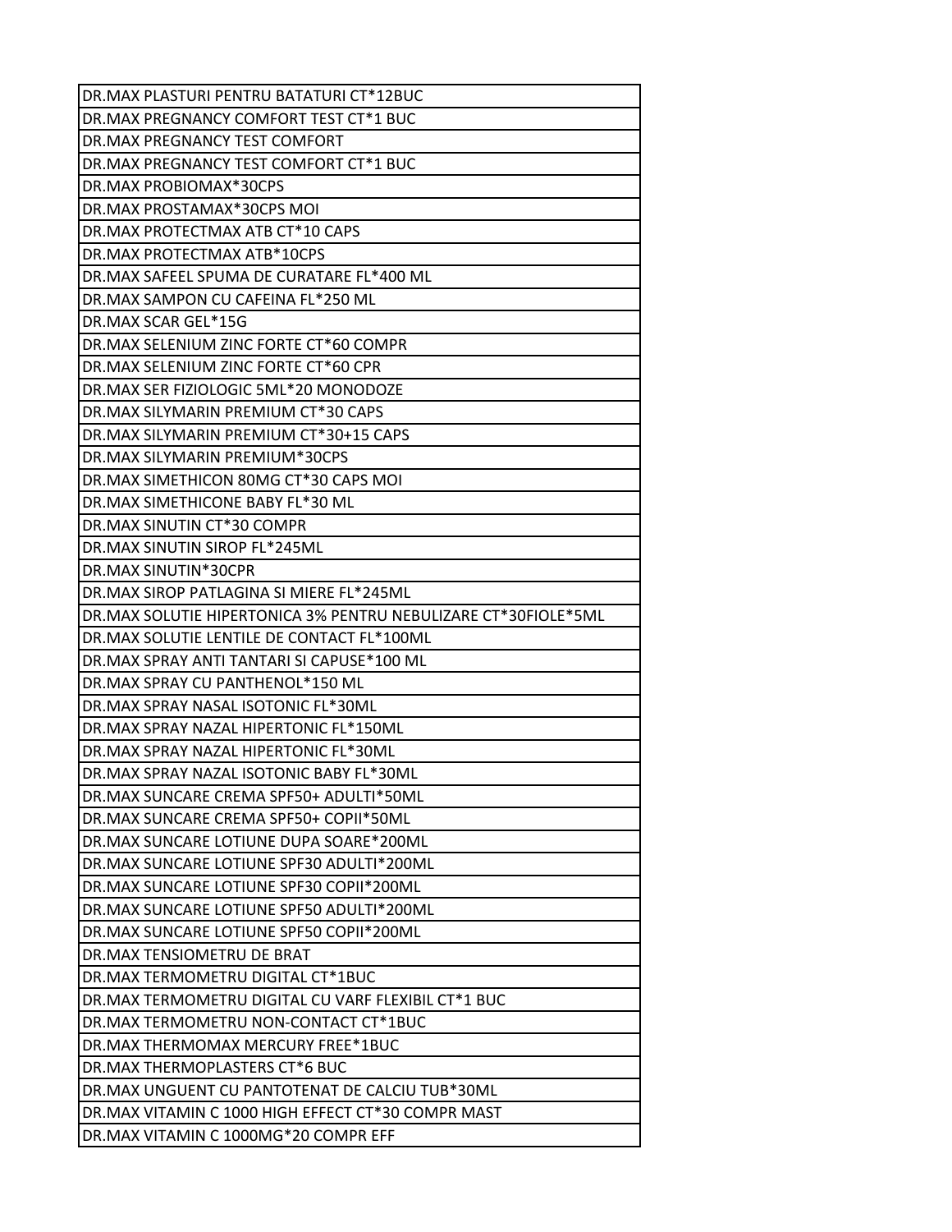| DR.MAX PLASTURI PENTRU BATATURI CT*12BUC |
|---|
| DR.MAX PREGNANCY COMFORT TEST CT*1 BUC |
| DR.MAX PREGNANCY TEST COMFORT |
| DR.MAX PREGNANCY TEST COMFORT CT*1 BUC |
| DR.MAX PROBIOMAX*30CPS |
| DR.MAX PROSTAMAX*30CPS MOI |
| DR.MAX PROTECTMAX ATB CT*10 CAPS |
| DR.MAX PROTECTMAX ATB*10CPS |
| DR.MAX SAFEEL SPUMA DE CURATARE FL*400 ML |
| DR.MAX SAMPON CU CAFEINA FL*250 ML |
| DR.MAX SCAR GEL*15G |
| DR.MAX SELENIUM ZINC FORTE CT*60 COMPR |
| DR.MAX SELENIUM ZINC FORTE CT*60 CPR |
| DR.MAX SER FIZIOLOGIC 5ML*20 MONODOZE |
| DR.MAX SILYMARIN PREMIUM CT*30 CAPS |
| DR.MAX SILYMARIN PREMIUM CT*30+15 CAPS |
| DR.MAX SILYMARIN PREMIUM*30CPS |
| DR.MAX SIMETHICON 80MG CT*30 CAPS MOI |
| DR.MAX SIMETHICONE BABY FL*30 ML |
| DR.MAX SINUTIN CT*30 COMPR |
| DR.MAX SINUTIN SIROP FL*245ML |
| DR.MAX SINUTIN*30CPR |
| DR.MAX SIROP PATLAGINA SI MIERE FL*245ML |
| DR.MAX SOLUTIE HIPERTONICA 3% PENTRU NEBULIZARE CT*30FIOLE*5ML |
| DR.MAX SOLUTIE LENTILE DE CONTACT FL*100ML |
| DR.MAX SPRAY ANTI TANTARI SI CAPUSE*100 ML |
| DR.MAX SPRAY CU PANTHENOL*150 ML |
| DR.MAX SPRAY NASAL ISOTONIC FL*30ML |
| DR.MAX SPRAY NAZAL HIPERTONIC FL*150ML |
| DR.MAX SPRAY NAZAL HIPERTONIC FL*30ML |
| DR.MAX SPRAY NAZAL ISOTONIC BABY FL*30ML |
| DR.MAX SUNCARE CREMA SPF50+ ADULTI*50ML |
| DR.MAX SUNCARE CREMA SPF50+ COPII*50ML |
| DR.MAX SUNCARE LOTIUNE DUPA SOARE*200ML |
| DR.MAX SUNCARE LOTIUNE SPF30 ADULTI*200ML |
| DR.MAX SUNCARE LOTIUNE SPF30 COPII*200ML |
| DR.MAX SUNCARE LOTIUNE SPF50 ADULTI*200ML |
| DR.MAX SUNCARE LOTIUNE SPF50 COPII*200ML |
| DR.MAX TENSIOMETRU DE BRAT |
| DR.MAX TERMOMETRU DIGITAL CT*1BUC |
| DR.MAX TERMOMETRU DIGITAL CU VARF FLEXIBIL CT*1 BUC |
| DR.MAX TERMOMETRU NON-CONTACT CT*1BUC |
| DR.MAX THERMOMAX MERCURY FREE*1BUC |
| DR.MAX THERMOPLASTERS CT*6 BUC |
| DR.MAX UNGUENT CU PANTOTENAT DE CALCIU TUB*30ML |
| DR.MAX VITAMIN C 1000 HIGH EFFECT CT*30 COMPR MAST |
| DR.MAX VITAMIN C 1000MG*20 COMPR EFF |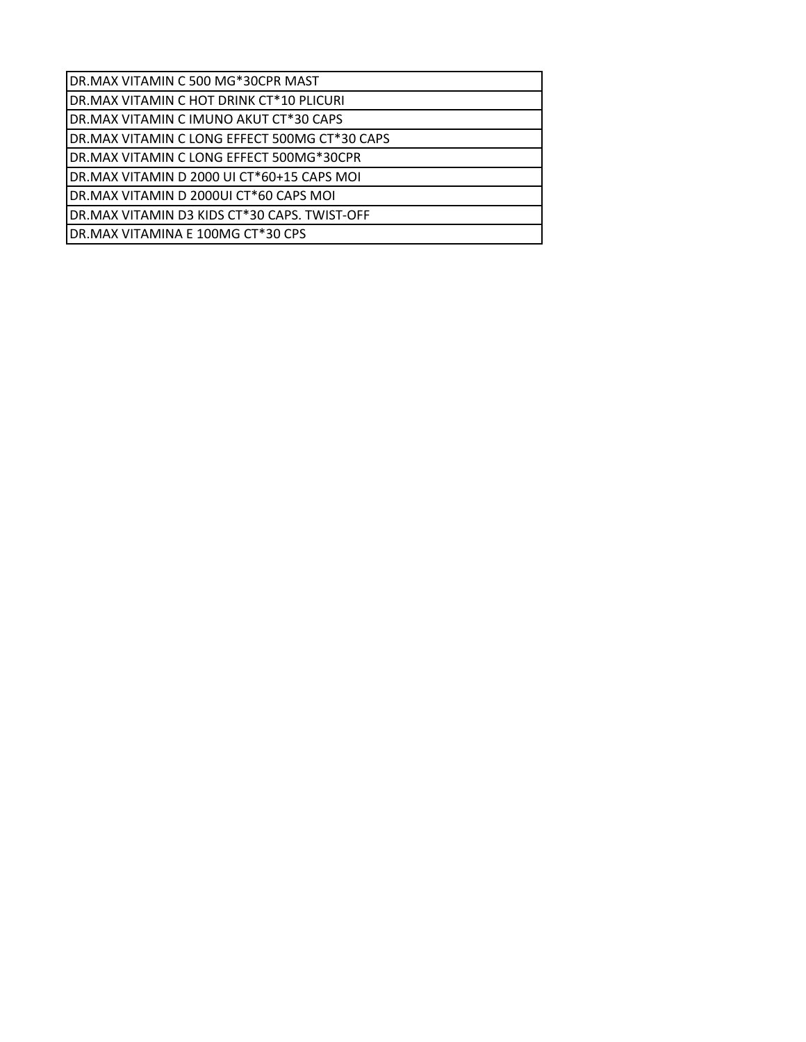| |
|---|
| DR.MAX VITAMIN C 500 MG*30CPR MAST |
| DR.MAX VITAMIN C HOT DRINK CT*10 PLICURI |
| DR.MAX VITAMIN C IMUNO AKUT CT*30 CAPS |
| DR.MAX VITAMIN C LONG EFFECT 500MG CT*30 CAPS |
| DR.MAX VITAMIN C LONG EFFECT 500MG*30CPR |
| DR.MAX VITAMIN D 2000 UI CT*60+15 CAPS MOI |
| DR.MAX VITAMIN D 2000UI CT*60 CAPS MOI |
| DR.MAX VITAMIN D3 KIDS CT*30 CAPS. TWIST-OFF |
| DR.MAX VITAMINA E 100MG CT*30 CPS |